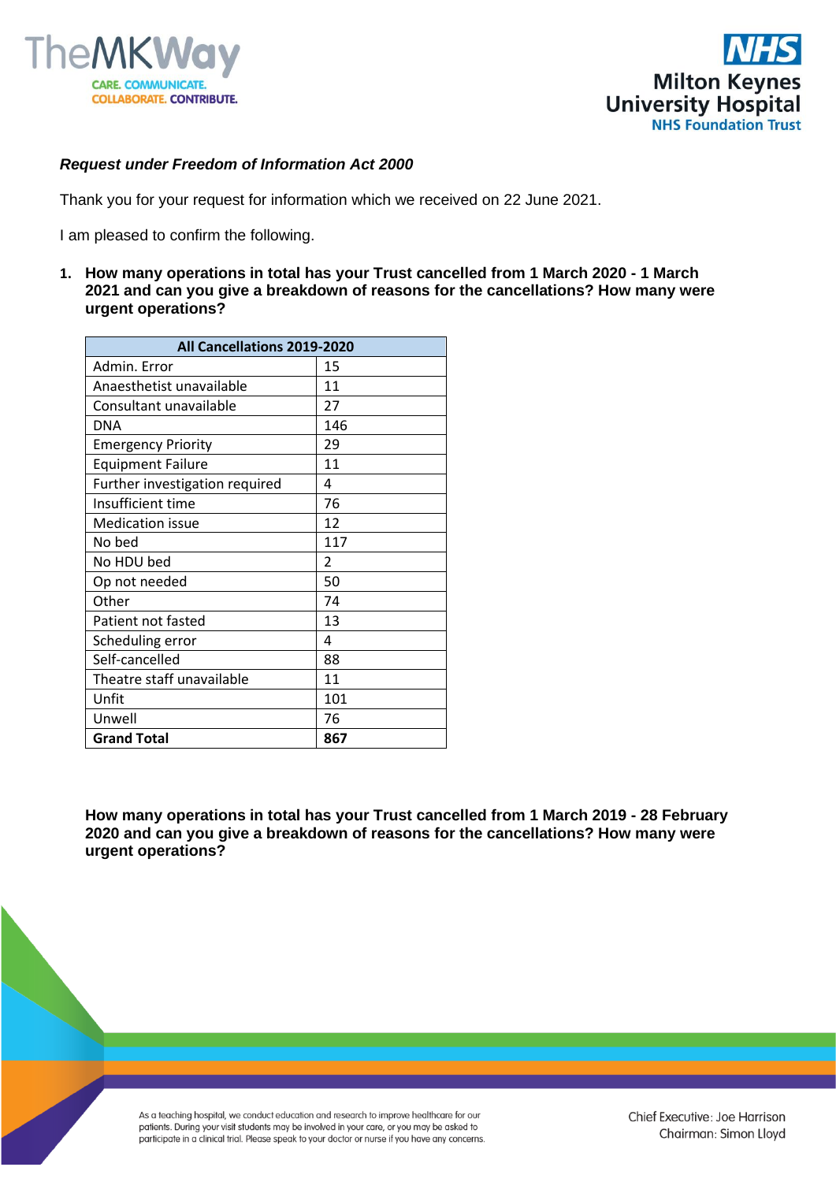***Request under Freedom of Information Act 2000***

Thank you for your request for information which we received on 22 June 2021.

I am pleased to confirm the following.

1. **How many operations in total has your Trust cancelled from 1 March 2020 - 1 March 2021 and can you give a breakdown of reasons for the cancellations? How many were urgent operations?**

| All Cancellations 2019-2020 | |
|---|---|
| Admin. Error | 15 |
| Anaesthetist unavailable | 11 |
| Consultant unavailable | 27 |
| DNA | 146 |
| Emergency Priority | 29 |
| Equipment Failure | 11 |
| Further investigation required | 4 |
| Insufficient time | 76 |
| Medication issue | 12 |
| No bed | 117 |
| No HDU bed | 2 |
| Op not needed | 50 |
| Other | 74 |
| Patient not fasted | 13 |
| Scheduling error | 4 |
| Self-cancelled | 88 |
| Theatre staff unavailable | 11 |
| Unfit | 101 |
| Unwell | 76 |
| **Grand Total** | **867** |

**How many operations in total has your Trust cancelled from 1 March 2019 - 28 February 2020 and can you give a breakdown of reasons for the cancellations? How many were urgent operations?**

As a teaching hospital, we conduct education and research to improve healthcare for our patients. During your visit students may be involved in your care, or you may be asked to participate in a clinical trial. Please speak to your doctor or nurse if you have any concerns.

Chief Executive: Joe Harrison
Chairman: Simon Lloyd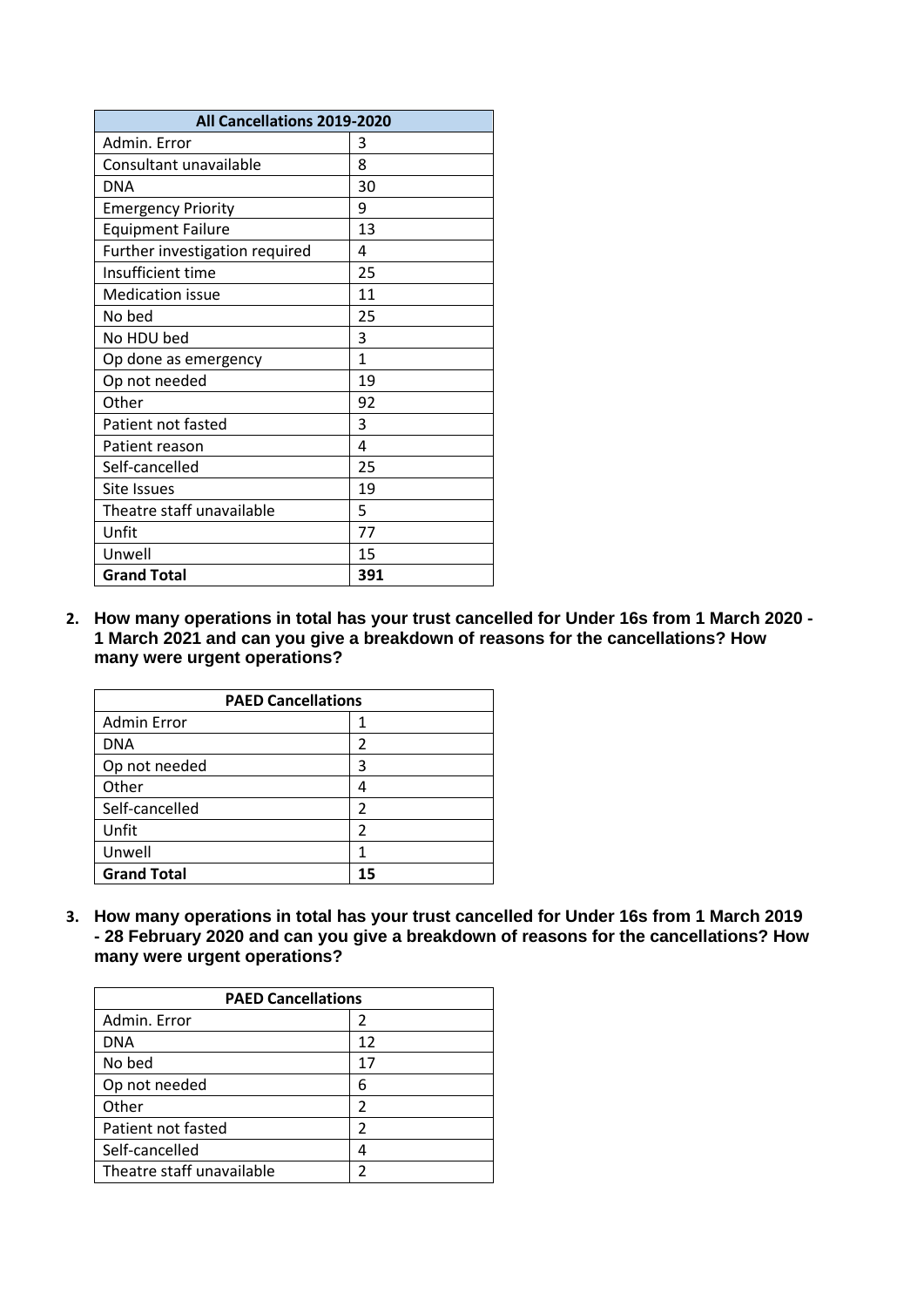| All Cancellations 2019-2020 | |
|---|---|
| Admin. Error | 3 |
| Consultant unavailable | 8 |
| DNA | 30 |
| Emergency Priority | 9 |
| Equipment Failure | 13 |
| Further investigation required | 4 |
| Insufficient time | 25 |
| Medication issue | 11 |
| No bed | 25 |
| No HDU bed | 3 |
| Op done as emergency | 1 |
| Op not needed | 19 |
| Other | 92 |
| Patient not fasted | 3 |
| Patient reason | 4 |
| Self-cancelled | 25 |
| Site Issues | 19 |
| Theatre staff unavailable | 5 |
| Unfit | 77 |
| Unwell | 15 |
| **Grand Total** | **391** |

2. **How many operations in total has your trust cancelled for Under 16s from 1 March 2020 - 1 March 2021 and can you give a breakdown of reasons for the cancellations? How many were urgent operations?**

| PAED Cancellations | |
|---|---|
| Admin Error | 1 |
| DNA | 2 |
| Op not needed | 3 |
| Other | 4 |
| Self-cancelled | 2 |
| Unfit | 2 |
| Unwell | 1 |
| **Grand Total** | **15** |

3. **How many operations in total has your trust cancelled for Under 16s from 1 March 2019 - 28 February 2020 and can you give a breakdown of reasons for the cancellations? How many were urgent operations?**

| PAED Cancellations | |
|---|---|
| Admin. Error | 2 |
| DNA | 12 |
| No bed | 17 |
| Op not needed | 6 |
| Other | 2 |
| Patient not fasted | 2 |
| Self-cancelled | 4 |
| Theatre staff unavailable | 2 |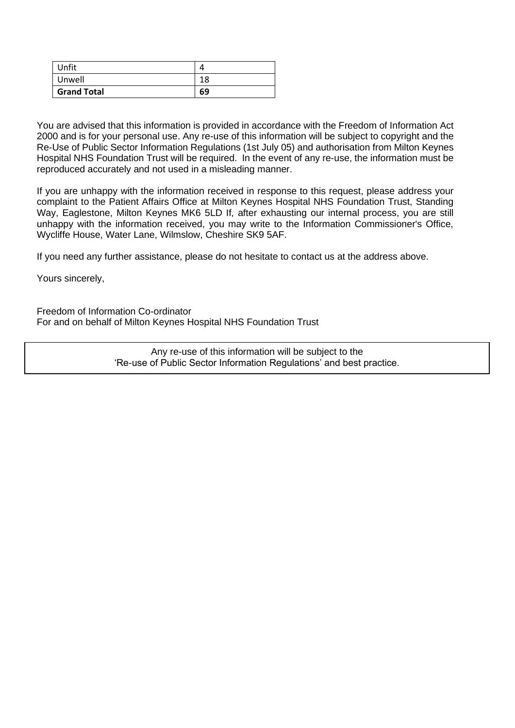| | |
|---|---|
| Unfit | 4 |
| Unwell | 18 |
| **Grand Total** | **69** |

You are advised that this information is provided in accordance with the Freedom of Information Act 2000 and is for your personal use. Any re-use of this information will be subject to copyright and the Re-Use of Public Sector Information Regulations (1st July 05) and authorisation from Milton Keynes Hospital NHS Foundation Trust will be required. In the event of any re-use, the information must be reproduced accurately and not used in a misleading manner.

If you are unhappy with the information received in response to this request, please address your complaint to the Patient Affairs Office at Milton Keynes Hospital NHS Foundation Trust, Standing Way, Eaglestone, Milton Keynes MK6 5LD If, after exhausting our internal process, you are still unhappy with the information received, you may write to the Information Commissioner's Office, Wycliffe House, Water Lane, Wilmslow, Cheshire SK9 5AF.

If you need any further assistance, please do not hesitate to contact us at the address above.

Yours sincerely,

Freedom of Information Co-ordinator
For and on behalf of Milton Keynes Hospital NHS Foundation Trust

Any re-use of this information will be subject to the
'Re-use of Public Sector Information Regulations' and best practice.